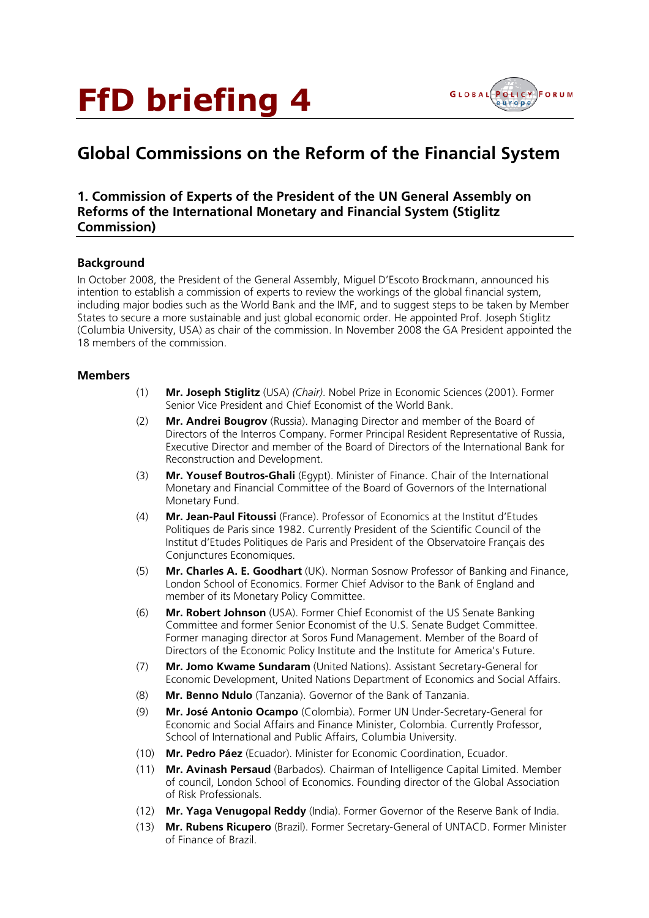# FfD briefing 4

## Global Commissions on the Reform of the Financial System

### 1. Commission of Experts of the President of the UN General Assembly on Reforms of the International Monetary and Financial System (Stiglitz Commission)

#### Background

In October 2008, the President of the General Assembly, Miguel D'Escoto Brockmann, announced his intention to establish a commission of experts to review the workings of the global financial system, including major bodies such as the World Bank and the IMF, and to suggest steps to be taken by Member States to secure a more sustainable and just global economic order. He appointed Prof. Joseph Stiglitz (Columbia University, USA) as chair of the commission. In November 2008 the GA President appointed the 18 members of the commission.

#### Members

(1) **Mr. Joseph Stiglitz** (USA) *(Chair)*. Nobel Prize in Economic Sciences (2001). Former Senior Vice President and Chief Economist of the World Bank.

(2) **Mr. Andrei Bougrov** (Russia). Managing Director and member of the Board of Directors of the Interros Company. Former Principal Resident Representative of Russia, Executive Director and member of the Board of Directors of the International Bank for Reconstruction and Development.

(3) **Mr. Yousef Boutros-Ghali** (Egypt). Minister of Finance. Chair of the International Monetary and Financial Committee of the Board of Governors of the International Monetary Fund.

(4) **Mr. Jean-Paul Fitoussi** (France). Professor of Economics at the Institut d'Etudes Politiques de Paris since 1982. Currently President of the Scientific Council of the Institut d'Etudes Politiques de Paris and President of the Observatoire Français des Conjunctures Economiques.

(5) **Mr. Charles A. E. Goodhart** (UK). Norman Sosnow Professor of Banking and Finance, London School of Economics. Former Chief Advisor to the Bank of England and member of its Monetary Policy Committee.

(6) **Mr. Robert Johnson** (USA). Former Chief Economist of the US Senate Banking Committee and former Senior Economist of the U.S. Senate Budget Committee. Former managing director at Soros Fund Management. Member of the Board of Directors of the Economic Policy Institute and the Institute for America's Future.

(7) **Mr. Jomo Kwame Sundaram** (United Nations). Assistant Secretary-General for Economic Development, United Nations Department of Economics and Social Affairs.

(8) **Mr. Benno Ndulo** (Tanzania). Governor of the Bank of Tanzania.

(9) **Mr. José Antonio Ocampo** (Colombia). Former UN Under-Secretary-General for Economic and Social Affairs and Finance Minister, Colombia. Currently Professor, School of International and Public Affairs, Columbia University.

(10) **Mr. Pedro Páez** (Ecuador). Minister for Economic Coordination, Ecuador.

(11) **Mr. Avinash Persaud** (Barbados). Chairman of Intelligence Capital Limited. Member of council, London School of Economics. Founding director of the Global Association of Risk Professionals.

(12) **Mr. Yaga Venugopal Reddy** (India). Former Governor of the Reserve Bank of India.

(13) **Mr. Rubens Ricupero** (Brazil). Former Secretary-General of UNTACD. Former Minister of Finance of Brazil.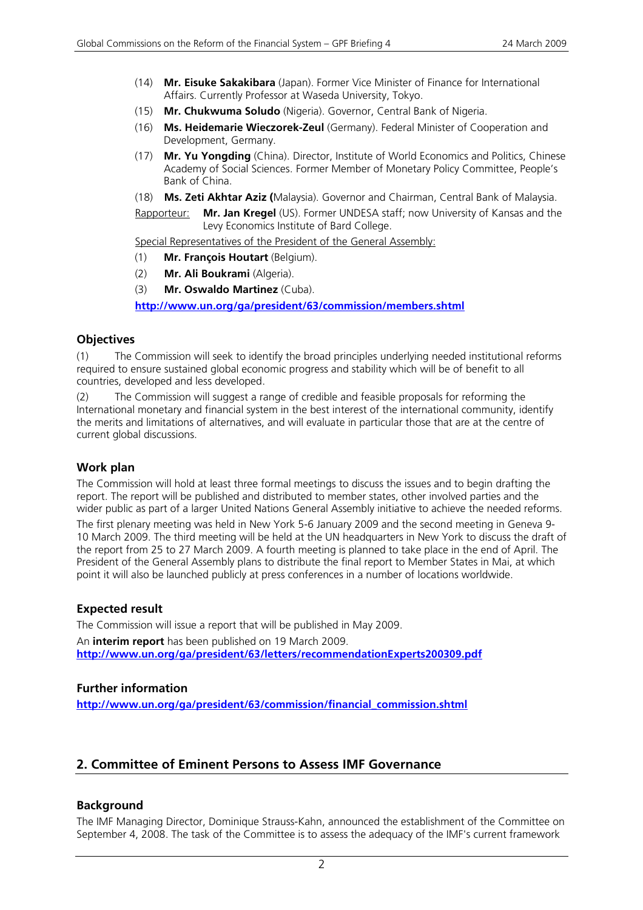(14) **Mr. Eisuke Sakakibara** (Japan). Former Vice Minister of Finance for International Affairs. Currently Professor at Waseda University, Tokyo.

(15) **Mr. Chukwuma Soludo** (Nigeria). Governor, Central Bank of Nigeria.

(16) **Ms. Heidemarie Wieczorek-Zeul** (Germany). Federal Minister of Cooperation and Development, Germany.

(17) **Mr. Yu Yongding** (China). Director, Institute of World Economics and Politics, Chinese Academy of Social Sciences. Former Member of Monetary Policy Committee, People's Bank of China.

(18) **Ms. Zeti Akhtar Aziz (**Malaysia). Governor and Chairman, Central Bank of Malaysia.

Rapporteur: **Mr. Jan Kregel** (US). Former UNDESA staff; now University of Kansas and the Levy Economics Institute of Bard College.

Special Representatives of the President of the General Assembly:

(1) **Mr. François Houtart** (Belgium).

(2) **Mr. Ali Boukrami** (Algeria).

(3) **Mr. Oswaldo Martinez** (Cuba).

**http://www.un.org/ga/president/63/commission/members.shtml**

### Objectives

(1) The Commission will seek to identify the broad principles underlying needed institutional reforms required to ensure sustained global economic progress and stability which will be of benefit to all countries, developed and less developed.

(2) The Commission will suggest a range of credible and feasible proposals for reforming the International monetary and financial system in the best interest of the international community, identify the merits and limitations of alternatives, and will evaluate in particular those that are at the centre of current global discussions.

### Work plan

The Commission will hold at least three formal meetings to discuss the issues and to begin drafting the report. The report will be published and distributed to member states, other involved parties and the wider public as part of a larger United Nations General Assembly initiative to achieve the needed reforms.

The first plenary meeting was held in New York 5-6 January 2009 and the second meeting in Geneva 9-10 March 2009. The third meeting will be held at the UN headquarters in New York to discuss the draft of the report from 25 to 27 March 2009. A fourth meeting is planned to take place in the end of April. The President of the General Assembly plans to distribute the final report to Member States in Mai, at which point it will also be launched publicly at press conferences in a number of locations worldwide.

### Expected result

The Commission will issue a report that will be published in May 2009.

An **interim report** has been published on 19 March 2009.
**http://www.un.org/ga/president/63/letters/recommendationExperts200309.pdf**

### Further information

**http://www.un.org/ga/president/63/commission/financial_commission.shtml**

## 2. Committee of Eminent Persons to Assess IMF Governance

### Background

The IMF Managing Director, Dominique Strauss-Kahn, announced the establishment of the Committee on September 4, 2008. The task of the Committee is to assess the adequacy of the IMF's current framework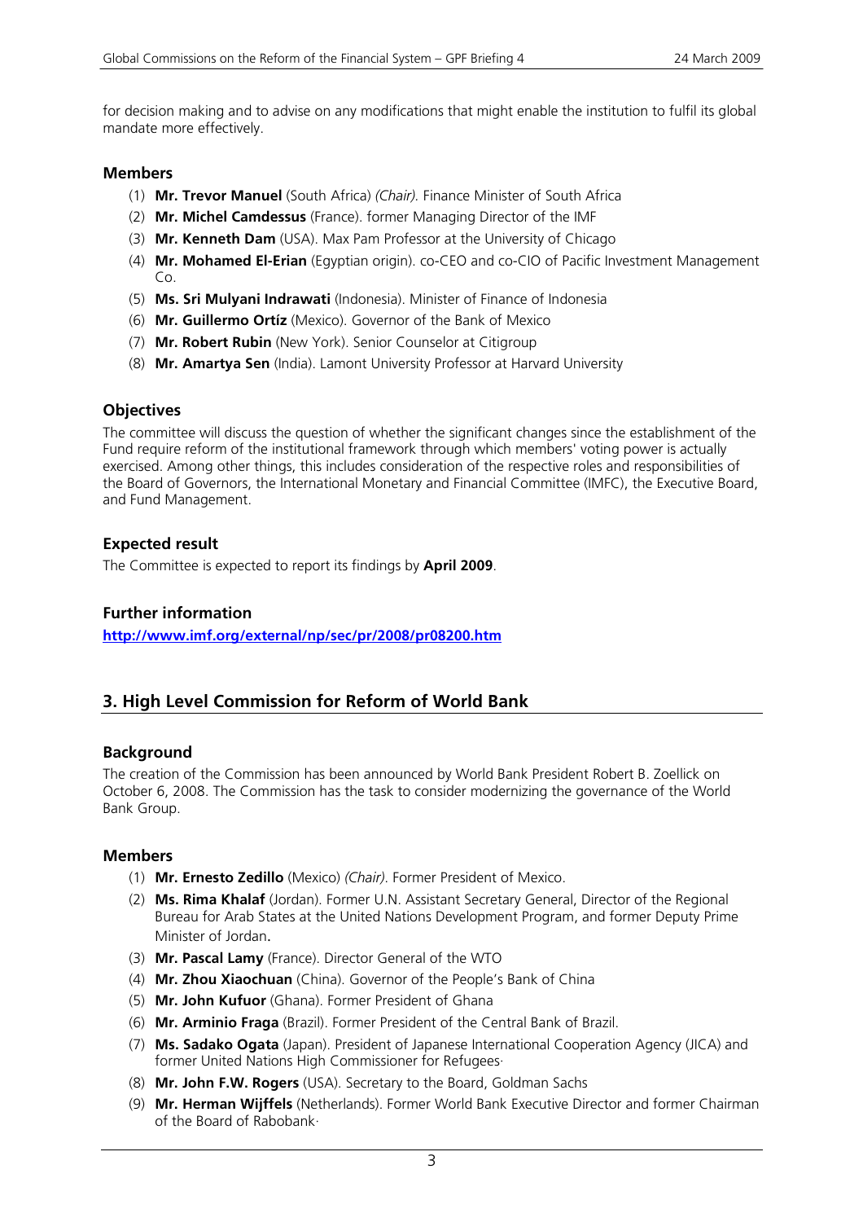for decision making and to advise on any modifications that might enable the institution to fulfil its global mandate more effectively.

### Members

1. **Mr. Trevor Manuel** (South Africa) *(Chair).* Finance Minister of South Africa
2. **Mr. Michel Camdessus** (France). former Managing Director of the IMF
3. **Mr. Kenneth Dam** (USA). Max Pam Professor at the University of Chicago
4. **Mr. Mohamed El-Erian** (Egyptian origin). co-CEO and co-CIO of Pacific Investment Management Co.
5. **Ms. Sri Mulyani Indrawati** (Indonesia). Minister of Finance of Indonesia
6. **Mr. Guillermo Ortíz** (Mexico). Governor of the Bank of Mexico
7. **Mr. Robert Rubin** (New York). Senior Counselor at Citigroup
8. **Mr. Amartya Sen** (India). Lamont University Professor at Harvard University

### Objectives

The committee will discuss the question of whether the significant changes since the establishment of the Fund require reform of the institutional framework through which members' voting power is actually exercised. Among other things, this includes consideration of the respective roles and responsibilities of the Board of Governors, the International Monetary and Financial Committee (IMFC), the Executive Board, and Fund Management.

### Expected result

The Committee is expected to report its findings by **April 2009**.

### Further information

**http://www.imf.org/external/np/sec/pr/2008/pr08200.htm**

## 3. High Level Commission for Reform of World Bank

### Background

The creation of the Commission has been announced by World Bank President Robert B. Zoellick on October 6, 2008. The Commission has the task to consider modernizing the governance of the World Bank Group.

### Members

1. **Mr. Ernesto Zedillo** (Mexico) *(Chair)*. Former President of Mexico.
2. **Ms. Rima Khalaf** (Jordan). Former U.N. Assistant Secretary General, Director of the Regional Bureau for Arab States at the United Nations Development Program, and former Deputy Prime Minister of Jordan.
3. **Mr. Pascal Lamy** (France). Director General of the WTO
4. **Mr. Zhou Xiaochuan** (China). Governor of the People's Bank of China
5. **Mr. John Kufuor** (Ghana). Former President of Ghana
6. **Mr. Arminio Fraga** (Brazil). Former President of the Central Bank of Brazil.
7. **Ms. Sadako Ogata** (Japan). President of Japanese International Cooperation Agency (JICA) and former United Nations High Commissioner for Refugees·
8. **Mr. John F.W. Rogers** (USA). Secretary to the Board, Goldman Sachs
9. **Mr. Herman Wijffels** (Netherlands). Former World Bank Executive Director and former Chairman of the Board of Rabobank·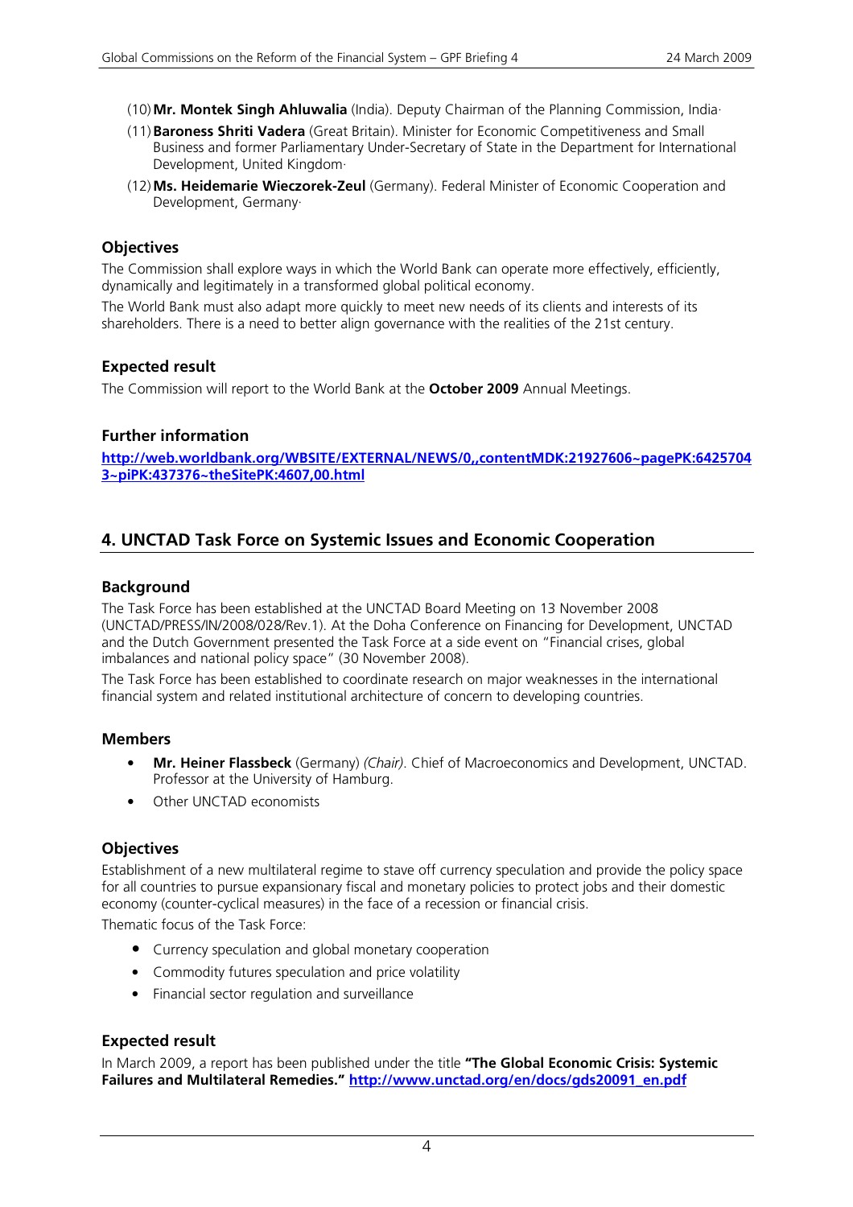(10) **Mr. Montek Singh Ahluwalia** (India). Deputy Chairman of the Planning Commission, India·

(11) **Baroness Shriti Vadera** (Great Britain). Minister for Economic Competitiveness and Small Business and former Parliamentary Under-Secretary of State in the Department for International Development, United Kingdom·

(12) **Ms. Heidemarie Wieczorek-Zeul** (Germany). Federal Minister of Economic Cooperation and Development, Germany·

### Objectives

The Commission shall explore ways in which the World Bank can operate more effectively, efficiently, dynamically and legitimately in a transformed global political economy.

The World Bank must also adapt more quickly to meet new needs of its clients and interests of its shareholders. There is a need to better align governance with the realities of the 21st century.

### Expected result

The Commission will report to the World Bank at the **October 2009** Annual Meetings.

### Further information

**http://web.worldbank.org/WBSITE/EXTERNAL/NEWS/0,,contentMDK:21927606~pagePK:64257043~piPK:437376~theSitePK:4607,00.html**

## 4. UNCTAD Task Force on Systemic Issues and Economic Cooperation

### Background

The Task Force has been established at the UNCTAD Board Meeting on 13 November 2008 (UNCTAD/PRESS/IN/2008/028/Rev.1). At the Doha Conference on Financing for Development, UNCTAD and the Dutch Government presented the Task Force at a side event on "Financial crises, global imbalances and national policy space" (30 November 2008).

The Task Force has been established to coordinate research on major weaknesses in the international financial system and related institutional architecture of concern to developing countries.

### Members

- **Mr. Heiner Flassbeck** (Germany) *(Chair)*. Chief of Macroeconomics and Development, UNCTAD. Professor at the University of Hamburg.
- Other UNCTAD economists

### Objectives

Establishment of a new multilateral regime to stave off currency speculation and provide the policy space for all countries to pursue expansionary fiscal and monetary policies to protect jobs and their domestic economy (counter-cyclical measures) in the face of a recession or financial crisis.

Thematic focus of the Task Force:

- Currency speculation and global monetary cooperation
- Commodity futures speculation and price volatility
- Financial sector regulation and surveillance

### Expected result

In March 2009, a report has been published under the title **"The Global Economic Crisis: Systemic Failures and Multilateral Remedies." http://www.unctad.org/en/docs/gds20091_en.pdf**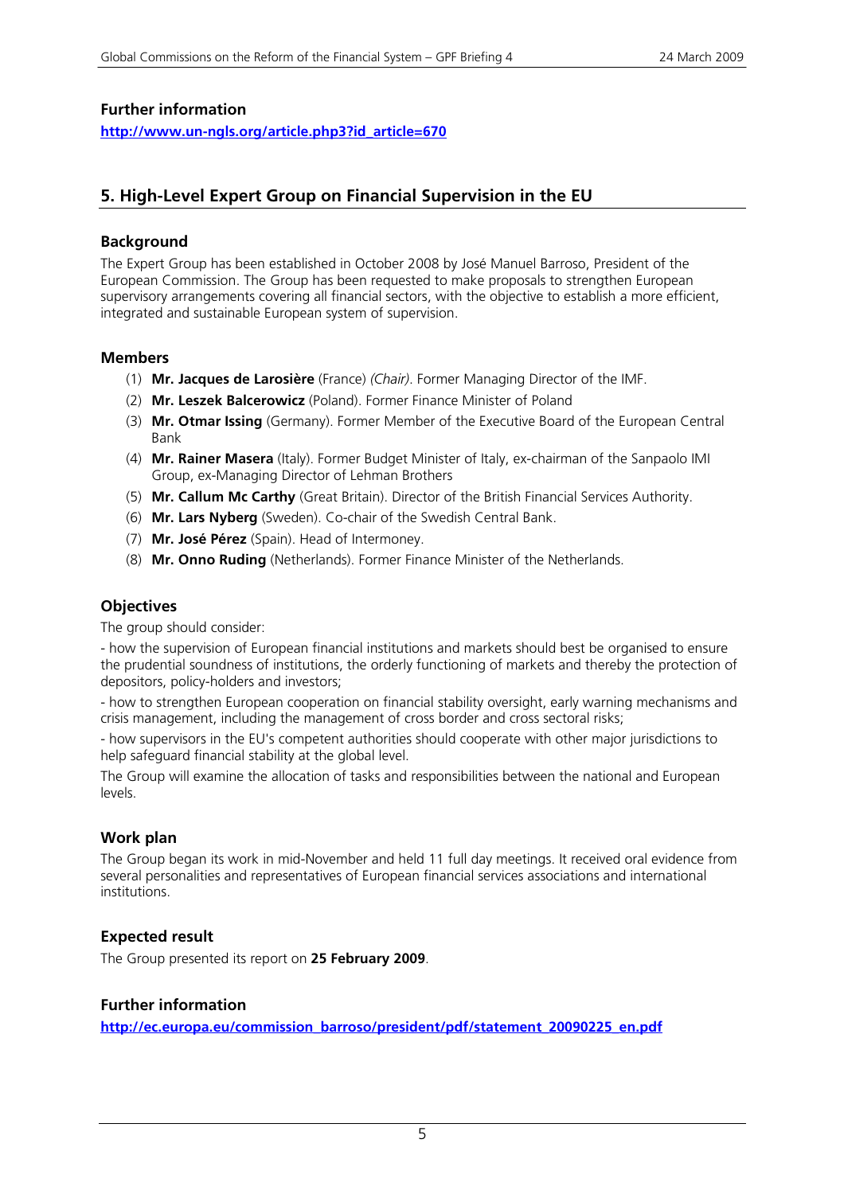### Further information

**http://www.un-ngls.org/article.php3?id_article=670**

## 5. High-Level Expert Group on Financial Supervision in the EU

### Background

The Expert Group has been established in October 2008 by José Manuel Barroso, President of the European Commission. The Group has been requested to make proposals to strengthen European supervisory arrangements covering all financial sectors, with the objective to establish a more efficient, integrated and sustainable European system of supervision.

### Members

(1) **Mr. Jacques de Larosière** (France) *(Chair)*. Former Managing Director of the IMF.
(2) **Mr. Leszek Balcerowicz** (Poland). Former Finance Minister of Poland
(3) **Mr. Otmar Issing** (Germany). Former Member of the Executive Board of the European Central Bank
(4) **Mr. Rainer Masera** (Italy). Former Budget Minister of Italy, ex-chairman of the Sanpaolo IMI Group, ex-Managing Director of Lehman Brothers
(5) **Mr. Callum Mc Carthy** (Great Britain). Director of the British Financial Services Authority.
(6) **Mr. Lars Nyberg** (Sweden). Co-chair of the Swedish Central Bank.
(7) **Mr. José Pérez** (Spain). Head of Intermoney.
(8) **Mr. Onno Ruding** (Netherlands). Former Finance Minister of the Netherlands.

### Objectives

The group should consider:

- how the supervision of European financial institutions and markets should best be organised to ensure the prudential soundness of institutions, the orderly functioning of markets and thereby the protection of depositors, policy-holders and investors;

- how to strengthen European cooperation on financial stability oversight, early warning mechanisms and crisis management, including the management of cross border and cross sectoral risks;

- how supervisors in the EU's competent authorities should cooperate with other major jurisdictions to help safeguard financial stability at the global level.

The Group will examine the allocation of tasks and responsibilities between the national and European levels.

### Work plan

The Group began its work in mid-November and held 11 full day meetings. It received oral evidence from several personalities and representatives of European financial services associations and international institutions.

### Expected result

The Group presented its report on **25 February 2009**.

### Further information

**http://ec.europa.eu/commission_barroso/president/pdf/statement_20090225_en.pdf**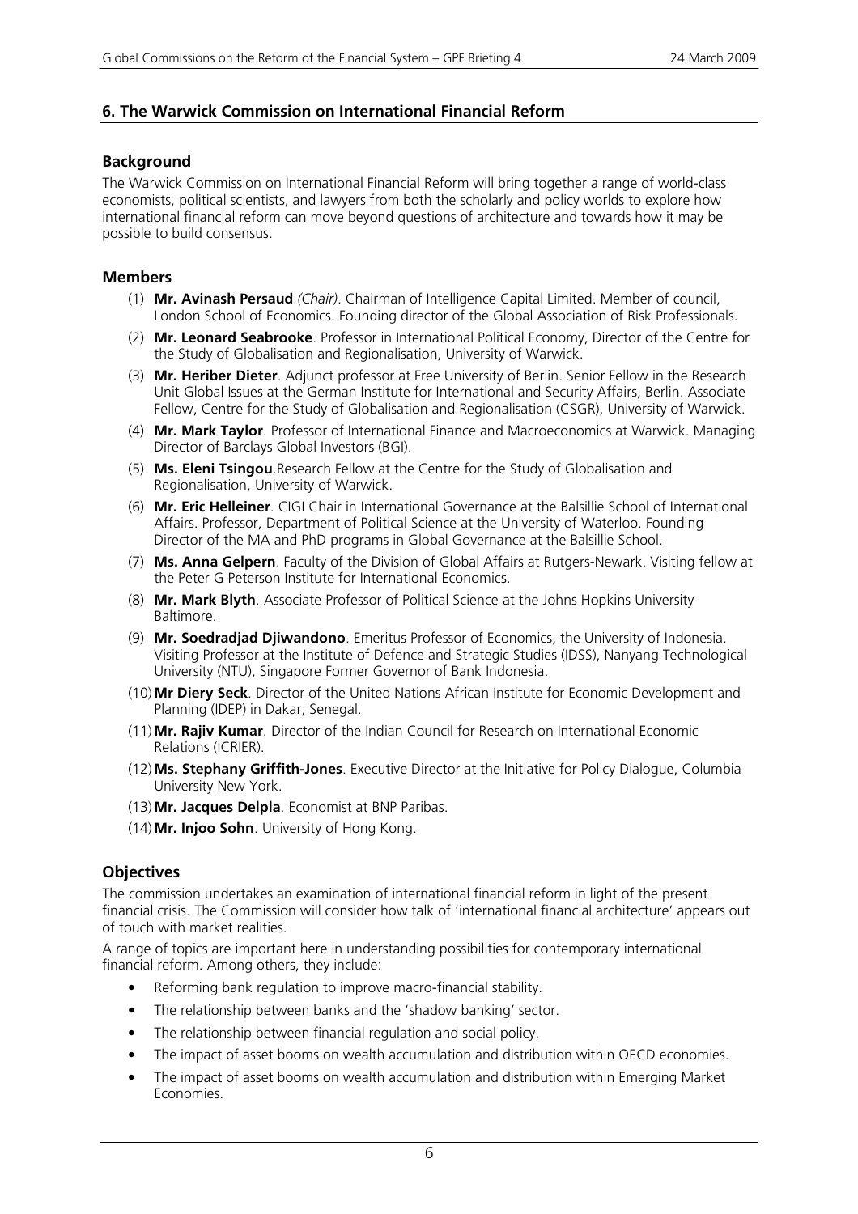## 6. The Warwick Commission on International Financial Reform

### Background

The Warwick Commission on International Financial Reform will bring together a range of world-class economists, political scientists, and lawyers from both the scholarly and policy worlds to explore how international financial reform can move beyond questions of architecture and towards how it may be possible to build consensus.

### Members

(1) **Mr. Avinash Persaud** *(Chair)*. Chairman of Intelligence Capital Limited. Member of council, London School of Economics. Founding director of the Global Association of Risk Professionals.

(2) **Mr. Leonard Seabrooke**. Professor in International Political Economy, Director of the Centre for the Study of Globalisation and Regionalisation, University of Warwick.

(3) **Mr. Heriber Dieter**. Adjunct professor at Free University of Berlin. Senior Fellow in the Research Unit Global Issues at the German Institute for International and Security Affairs, Berlin. Associate Fellow, Centre for the Study of Globalisation and Regionalisation (CSGR), University of Warwick.

(4) **Mr. Mark Taylor**. Professor of International Finance and Macroeconomics at Warwick. Managing Director of Barclays Global Investors (BGI).

(5) **Ms. Eleni Tsingou**.Research Fellow at the Centre for the Study of Globalisation and Regionalisation, University of Warwick.

(6) **Mr. Eric Helleiner**. CIGI Chair in International Governance at the Balsillie School of International Affairs. Professor, Department of Political Science at the University of Waterloo. Founding Director of the MA and PhD programs in Global Governance at the Balsillie School.

(7) **Ms. Anna Gelpern**. Faculty of the Division of Global Affairs at Rutgers-Newark. Visiting fellow at the Peter G Peterson Institute for International Economics.

(8) **Mr. Mark Blyth**. Associate Professor of Political Science at the Johns Hopkins University Baltimore.

(9) **Mr. Soedradjad Djiwandono**. Emeritus Professor of Economics, the University of Indonesia. Visiting Professor at the Institute of Defence and Strategic Studies (IDSS), Nanyang Technological University (NTU), Singapore Former Governor of Bank Indonesia.

(10) **Mr Diery Seck**. Director of the United Nations African Institute for Economic Development and Planning (IDEP) in Dakar, Senegal.

(11) **Mr. Rajiv Kumar**. Director of the Indian Council for Research on International Economic Relations (ICRIER).

(12) **Ms. Stephany Griffith-Jones**. Executive Director at the Initiative for Policy Dialogue, Columbia University New York.

(13) **Mr. Jacques Delpla**. Economist at BNP Paribas.

(14) **Mr. Injoo Sohn**. University of Hong Kong.

### Objectives

The commission undertakes an examination of international financial reform in light of the present financial crisis. The Commission will consider how talk of 'international financial architecture' appears out of touch with market realities.

A range of topics are important here in understanding possibilities for contemporary international financial reform. Among others, they include:

- Reforming bank regulation to improve macro-financial stability.
- The relationship between banks and the 'shadow banking' sector.
- The relationship between financial regulation and social policy.
- The impact of asset booms on wealth accumulation and distribution within OECD economies.
- The impact of asset booms on wealth accumulation and distribution within Emerging Market Economies.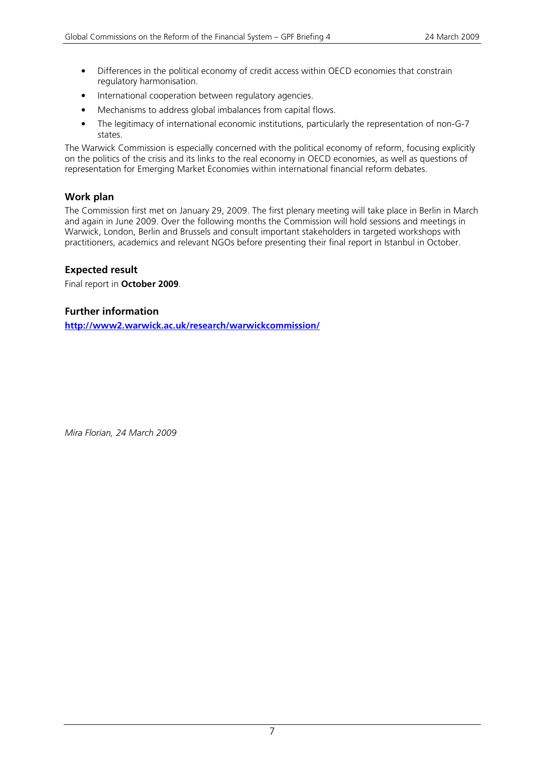- Differences in the political economy of credit access within OECD economies that constrain regulatory harmonisation.
- International cooperation between regulatory agencies.
- Mechanisms to address global imbalances from capital flows.
- The legitimacy of international economic institutions, particularly the representation of non-G-7 states.

The Warwick Commission is especially concerned with the political economy of reform, focusing explicitly on the politics of the crisis and its links to the real economy in OECD economies, as well as questions of representation for Emerging Market Economies within international financial reform debates.

### Work plan

The Commission first met on January 29, 2009. The first plenary meeting will take place in Berlin in March and again in June 2009. Over the following months the Commission will hold sessions and meetings in Warwick, London, Berlin and Brussels and consult important stakeholders in targeted workshops with practitioners, academics and relevant NGOs before presenting their final report in Istanbul in October.

### Expected result

Final report in **October 2009**.

### Further information

**http://www2.warwick.ac.uk/research/warwickcommission/**

*Mira Florian, 24 March 2009*